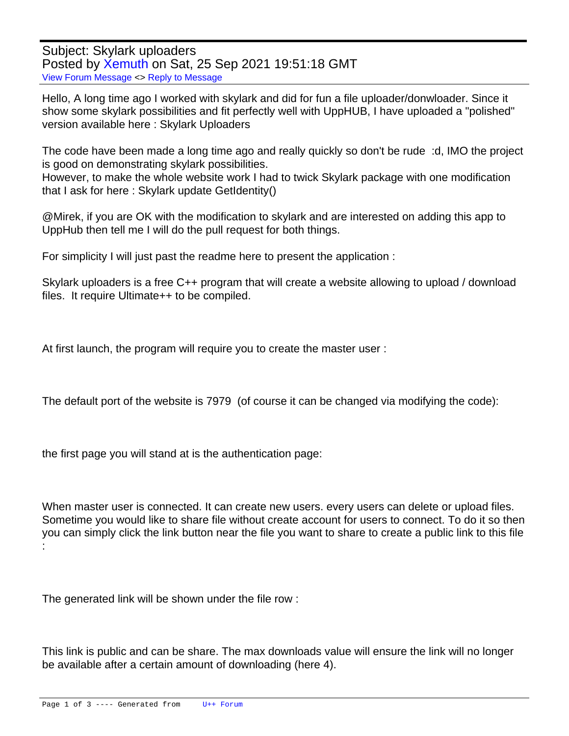Subject: Skylark uploaders
Posted by Xemuth on Sat, 25 Sep 2021 19:51:18 GMT
View Forum Message <> Reply to Message

---

Hello, A long time ago I worked with skylark and did for fun a file uploader/donwloader. Since it show some skylark possibilities and fit perfectly well with UppHUB, I have uploaded a "polished" version available here : Skylark Uploaders

The code have been made a long time ago and really quickly so don't be rude :d, IMO the project is good on demonstrating skylark possibilities.
However, to make the whole website work I had to twick Skylark package with one modification that I ask for here : Skylark update GetIdentity()

@Mirek, if you are OK with the modification to skylark and are interested on adding this app to UppHub then tell me I will do the pull request for both things.

For simplicity I will just past the readme here to present the application :

Skylark uploaders is a free C++ program that will create a website allowing to upload / download files. It require Ultimate++ to be compiled.

At first launch, the program will require you to create the master user :

The default port of the website is 7979 (of course it can be changed via modifying the code):

the first page you will stand at is the authentication page:

When master user is connected. It can create new users. every users can delete or upload files. Sometime you would like to share file without create account for users to connect. To do it so then you can simply click the link button near the file you want to share to create a public link to this file :

The generated link will be shown under the file row :

This link is public and can be share. The max downloads value will ensure the link will no longer be available after a certain amount of downloading (here 4).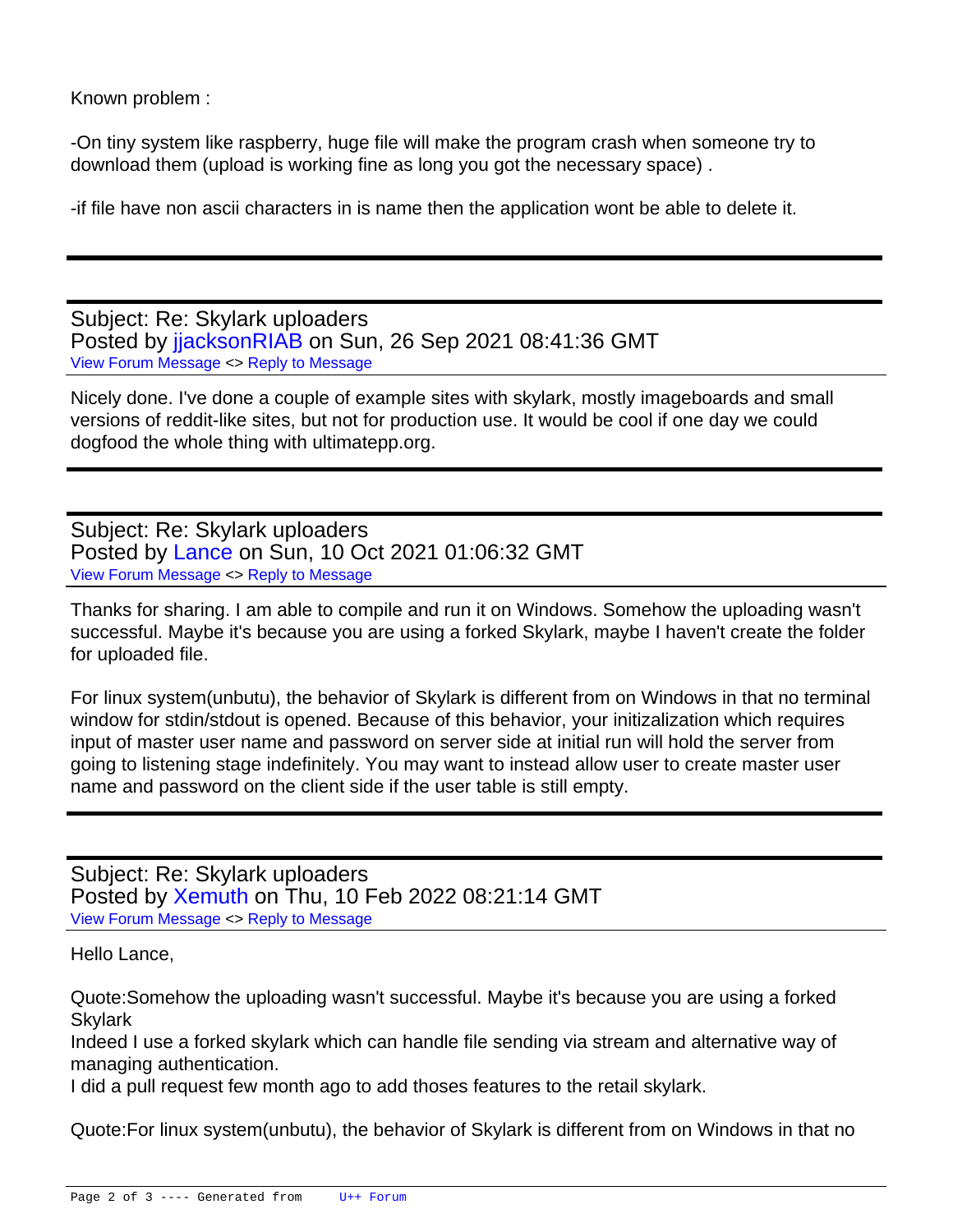Known problem :

-On tiny system like raspberry, huge file will make the program crash when someone try to download them (upload is working fine as long you got the necessary space) .

-if file have non ascii characters in is name then the application wont be able to delete it.

---

Subject: Re: Skylark uploaders
Posted by jjacksonRIAB on Sun, 26 Sep 2021 08:41:36 GMT
View Forum Message <> Reply to Message

Nicely done. I've done a couple of example sites with skylark, mostly imageboards and small versions of reddit-like sites, but not for production use. It would be cool if one day we could dogfood the whole thing with ultimatepp.org.

---

Subject: Re: Skylark uploaders
Posted by Lance on Sun, 10 Oct 2021 01:06:32 GMT
View Forum Message <> Reply to Message

Thanks for sharing. I am able to compile and run it on Windows. Somehow the uploading wasn't successful. Maybe it's because you are using a forked Skylark, maybe I haven't create the folder for uploaded file.

For linux system(unbutu), the behavior of Skylark is different from on Windows in that no terminal window for stdin/stdout is opened. Because of this behavior, your initizalization which requires input of master user name and password on server side at initial run will hold the server from going to listening stage indefinitely. You may want to instead allow user to create master user name and password on the client side if the user table is still empty.

---

Subject: Re: Skylark uploaders
Posted by Xemuth on Thu, 10 Feb 2022 08:21:14 GMT
View Forum Message <> Reply to Message

Hello Lance,

Quote:Somehow the uploading wasn't successful. Maybe it's because you are using a forked Skylark
Indeed I use a forked skylark which can handle file sending via stream and alternative way of managing authentication.
I did a pull request few month ago to add thoses features to the retail skylark.

Quote:For linux system(unbutu), the behavior of Skylark is different from on Windows in that no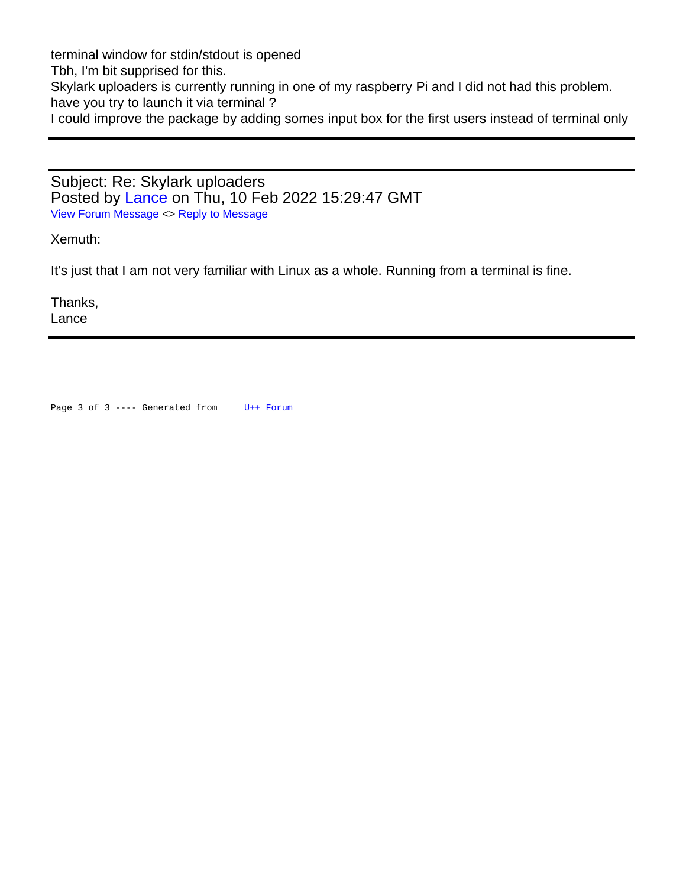terminal window for stdin/stdout is opened
Tbh, I'm bit supprised for this.
Skylark uploaders is currently running in one of my raspberry Pi and I did not had this problem.
have you try to launch it via terminal ?
I could improve the package by adding somes input box for the first users instead of terminal only

---

Subject: Re: Skylark uploaders
Posted by Lance on Thu, 10 Feb 2022 15:29:47 GMT
View Forum Message <> Reply to Message

Xemuth:

It's just that I am not very familiar with Linux as a whole. Running from a terminal is fine.

Thanks,
Lance